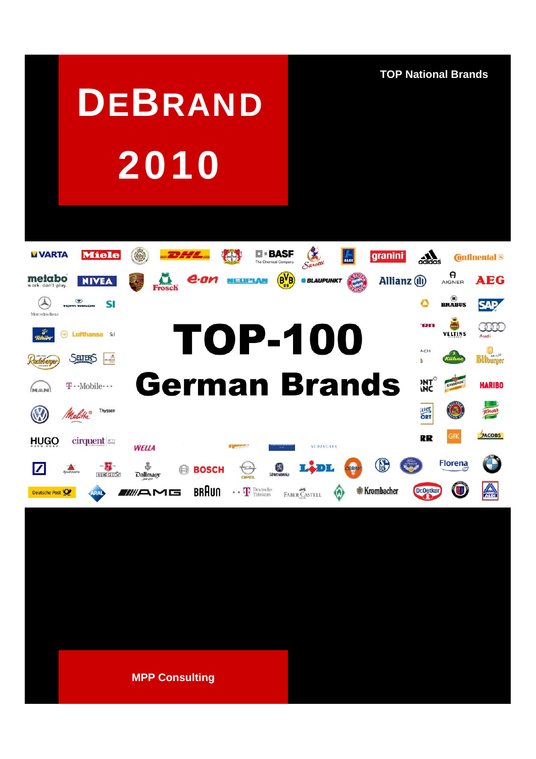# DEBRAND 2010

TOP National Brands

# TOP-100 German Brands

MPP Consulting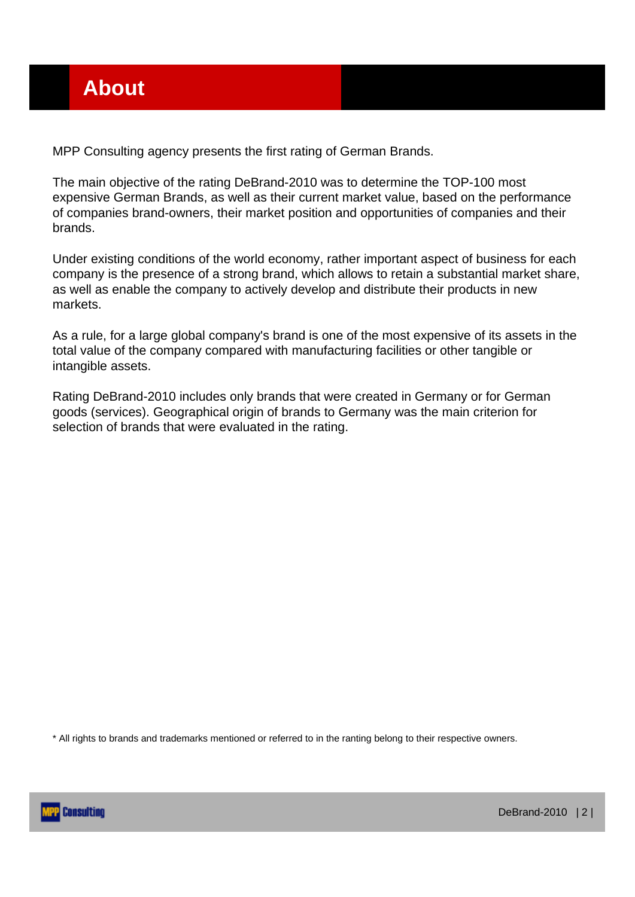# About

MPP Consulting agency presents the first rating of German Brands.

The main objective of the rating DeBrand-2010 was to determine the TOP-100 most expensive German Brands, as well as their current market value, based on the performance of companies brand-owners, their market position and opportunities of companies and their brands.

Under existing conditions of the world economy, rather important aspect of business for each company is the presence of a strong brand, which allows to retain a substantial market share, as well as enable the company to actively develop and distribute their products in new markets.

As a rule, for a large global company's brand is one of the most expensive of its assets in the total value of the company compared with manufacturing facilities or other tangible or intangible assets.

Rating DeBrand-2010 includes only brands that were created in Germany or for German goods (services). Geographical origin of brands to Germany was the main criterion for selection of brands that were evaluated in the rating.

* All rights to brands and trademarks mentioned or referred to in the ranting belong to their respective owners.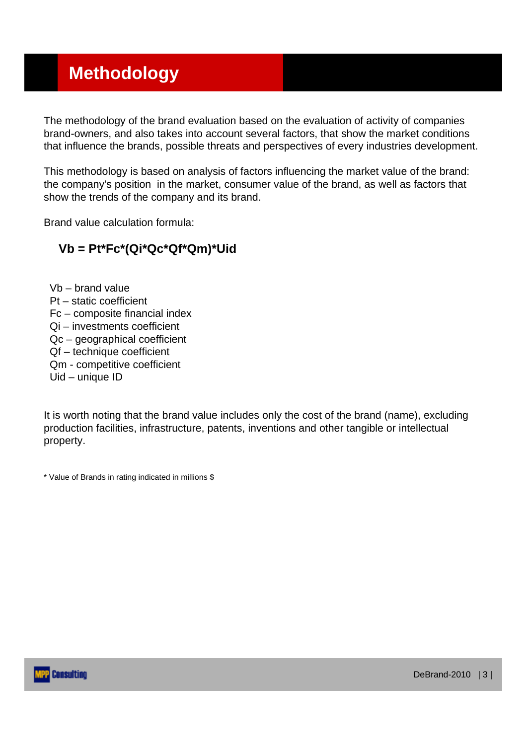# Methodology

The methodology of the brand evaluation based on the evaluation of activity of companies brand-owners, and also takes into account several factors, that show the market conditions that influence the brands, possible threats and perspectives of every industries development.

This methodology is based on analysis of factors influencing the market value of the brand: the company's position in the market, consumer value of the brand, as well as factors that show the trends of the company and its brand.

Brand value calculation formula:

$$V_b = P_t * F_c * (Q_i * Q_c * Q_f * Q_m) * U_{id}$$

- $V_b$ – brand value
- $P_t$ – static coefficient
- $F_c$ – composite financial index
- $Q_i$ – investments coefficient
- $Q_c$ – geographical coefficient
- $Q_f$ – technique coefficient
- $Q_m$ - competitive coefficient
- $U_{id}$ – unique ID

It is worth noting that the brand value includes only the cost of the brand (name), excluding production facilities, infrastructure, patents, inventions and other tangible or intellectual property.

* Value of Brands in rating indicated in millions $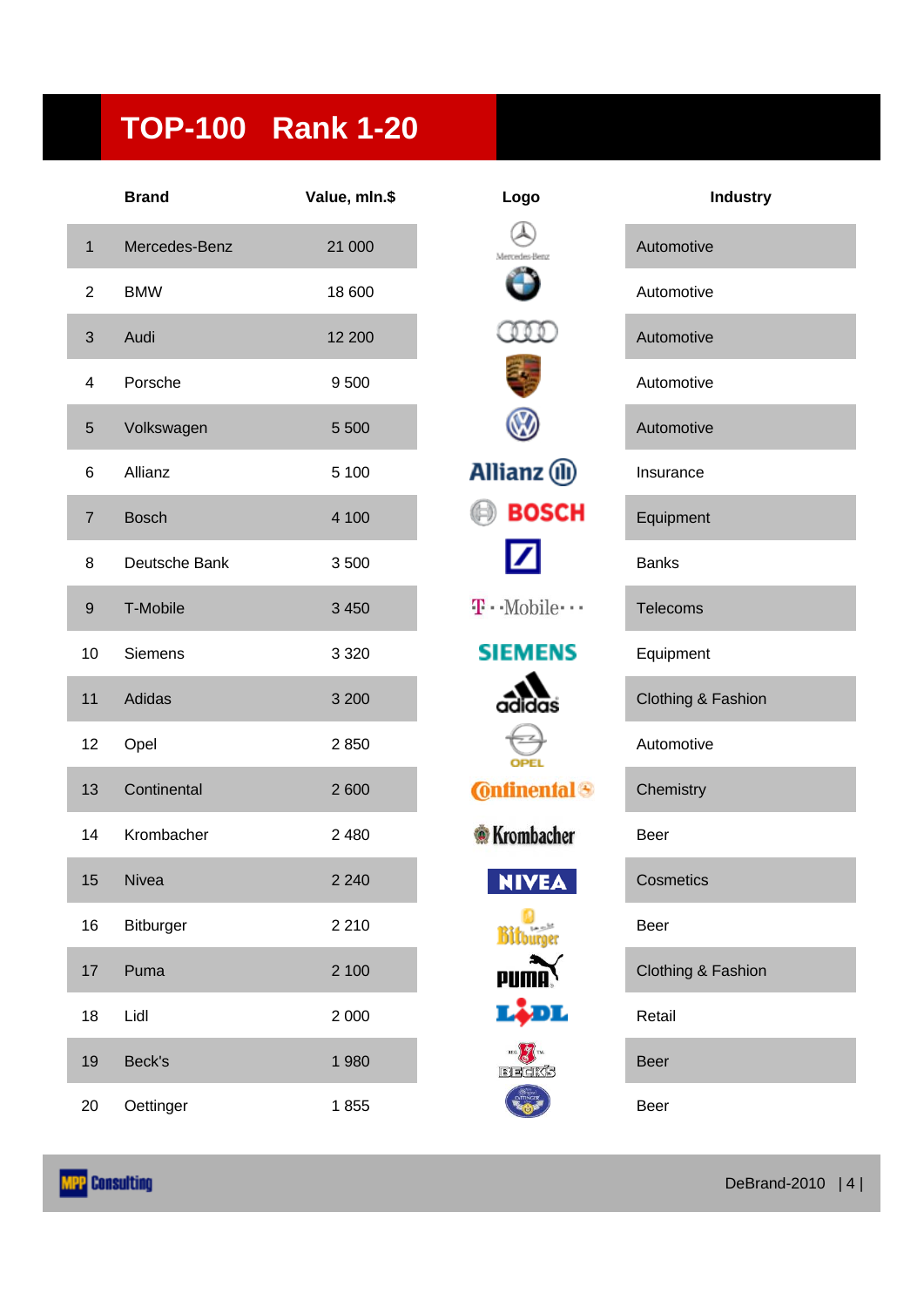# TOP-100 Rank 1-20

| | Brand | Value, mln.$ | Logo | Industry |
|---|---|---|---|---|
| 1 | Mercedes-Benz | 21 000 | | Automotive |
| 2 | BMW | 18 600 | | Automotive |
| 3 | Audi | 12 200 | | Automotive |
| 4 | Porsche | 9 500 | | Automotive |
| 5 | Volkswagen | 5 500 | | Automotive |
| 6 | Allianz | 5 100 | | Insurance |
| 7 | Bosch | 4 100 | | Equipment |
| 8 | Deutsche Bank | 3 500 | | Banks |
| 9 | T-Mobile | 3 450 | | Telecoms |
| 10 | Siemens | 3 320 | | Equipment |
| 11 | Adidas | 3 200 | | Clothing & Fashion |
| 12 | Opel | 2 850 | | Automotive |
| 13 | Continental | 2 600 | | Chemistry |
| 14 | Krombacher | 2 480 | | Beer |
| 15 | Nivea | 2 240 | | Cosmetics |
| 16 | Bitburger | 2 210 | | Beer |
| 17 | Puma | 2 100 | | Clothing & Fashion |
| 18 | Lidl | 2 000 | | Retail |
| 19 | Beck's | 1 980 | | Beer |
| 20 | Oettinger | 1 855 | | Beer |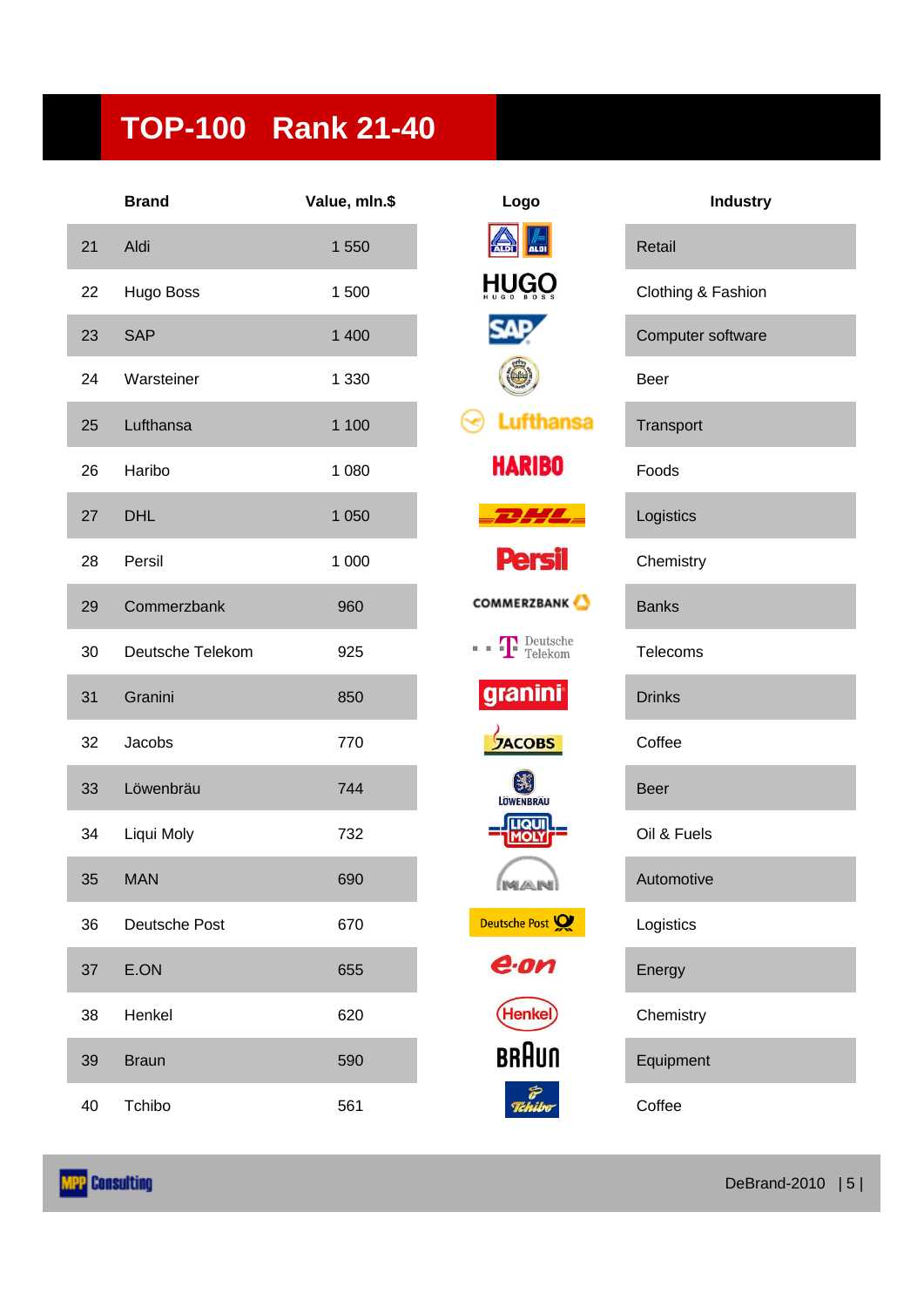# TOP-100 Rank 21-40

| | Brand | Value, mln.$ | Logo | Industry |
|---|---|---|---|---|
| 21 | Aldi | 1 550 | | Retail |
| 22 | Hugo Boss | 1 500 | | Clothing & Fashion |
| 23 | SAP | 1 400 | | Computer software |
| 24 | Warsteiner | 1 330 | | Beer |
| 25 | Lufthansa | 1 100 | | Transport |
| 26 | Haribo | 1 080 | | Foods |
| 27 | DHL | 1 050 | | Logistics |
| 28 | Persil | 1 000 | | Chemistry |
| 29 | Commerzbank | 960 | | Banks |
| 30 | Deutsche Telekom | 925 | | Telecoms |
| 31 | Granini | 850 | | Drinks |
| 32 | Jacobs | 770 | | Coffee |
| 33 | Löwenbräu | 744 | | Beer |
| 34 | Liqui Moly | 732 | | Oil & Fuels |
| 35 | MAN | 690 | | Automotive |
| 36 | Deutsche Post | 670 | | Logistics |
| 37 | E.ON | 655 | | Energy |
| 38 | Henkel | 620 | | Chemistry |
| 39 | Braun | 590 | | Equipment |
| 40 | Tchibo | 561 | | Coffee |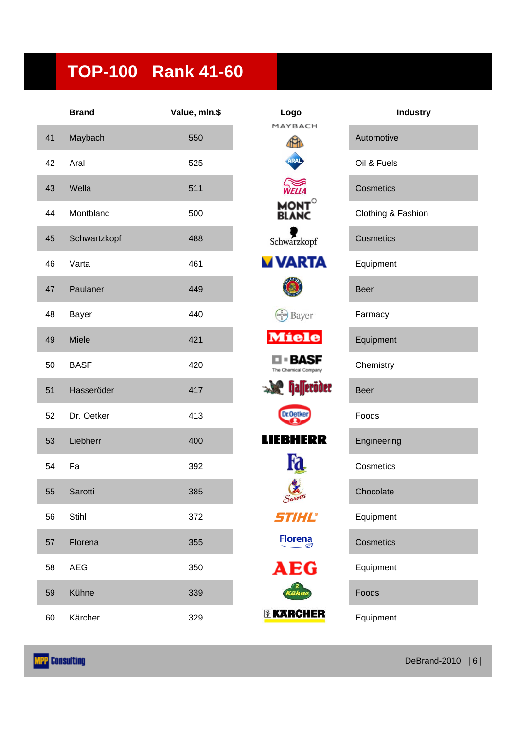# TOP-100 Rank 41-60

| | Brand | Value, mln.$ | Logo | Industry |
|---|---|---|---|---|
| 41 | Maybach | 550 | MAYBACH | Automotive |
| 42 | Aral | 525 | ARAL | Oil & Fuels |
| 43 | Wella | 511 | WELLA | Cosmetics |
| 44 | Montblanc | 500 | MONT BLANC | Clothing & Fashion |
| 45 | Schwartzkopf | 488 | Schwarzkopf | Cosmetics |
| 46 | Varta | 461 | VARTA | Equipment |
| 47 | Paulaner | 449 | | Beer |
| 48 | Bayer | 440 | Bayer | Farmacy |
| 49 | Miele | 421 | Miele | Equipment |
| 50 | BASF | 420 | BASF The Chemical Company | Chemistry |
| 51 | Hasseröder | 417 | Hasseröder | Beer |
| 52 | Dr. Oetker | 413 | Dr.Oetker | Foods |
| 53 | Liebherr | 400 | LIEBHERR | Engineering |
| 54 | Fa | 392 | Fa | Cosmetics |
| 55 | Sarotti | 385 | Sarotti | Chocolate |
| 56 | Stihl | 372 | STIHL | Equipment |
| 57 | Florena | 355 | Florena | Cosmetics |
| 58 | AEG | 350 | AEG | Equipment |
| 59 | Kühne | 339 | Kühne | Foods |
| 60 | Kärcher | 329 | KÄRCHER | Equipment |

MPP Consulting

DeBrand-2010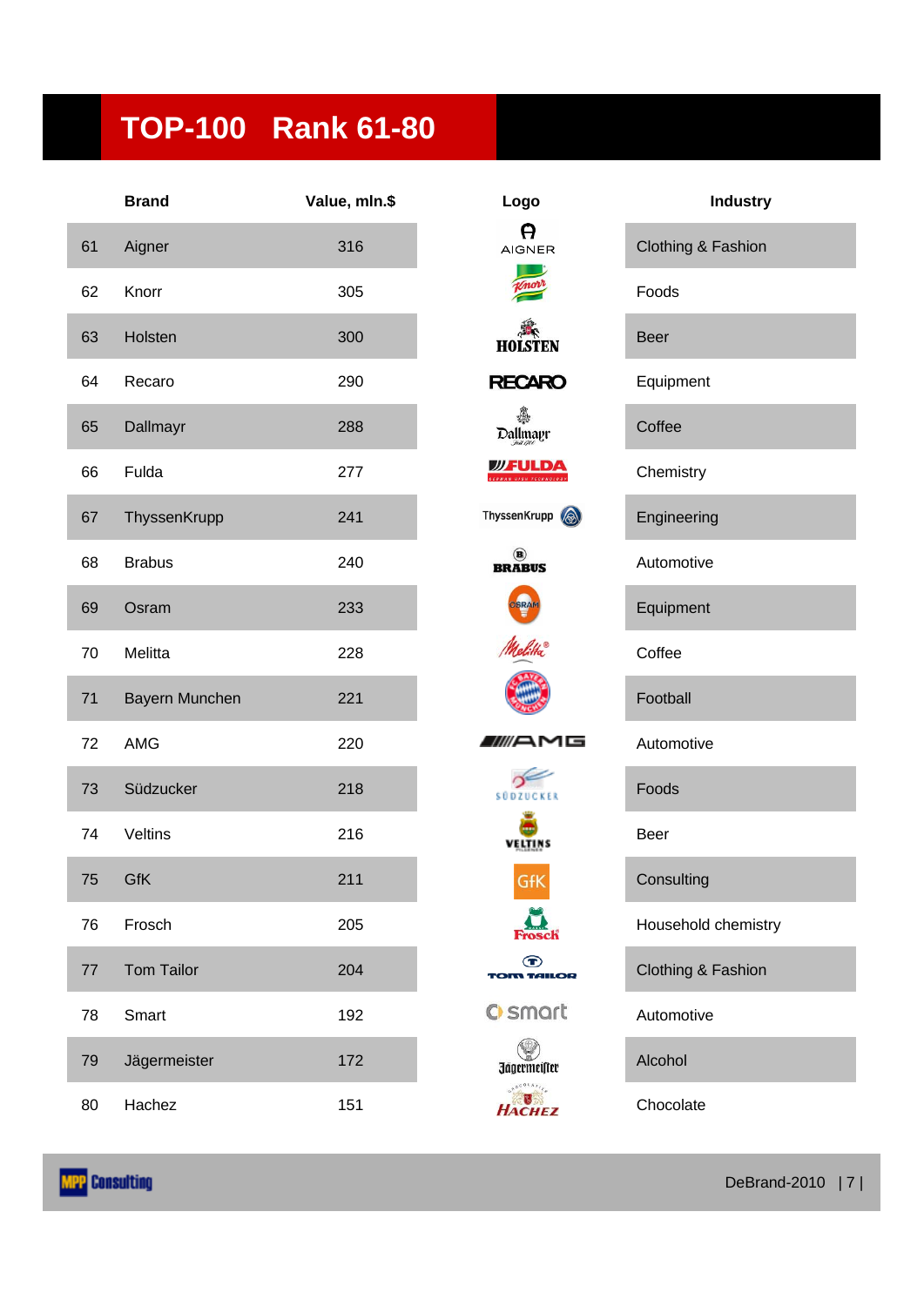# TOP-100 Rank 61-80

| | Brand | Value, mln.$ | Logo | Industry |
|---|---|---|---|---|
| 61 | Aigner | 316 | | Clothing & Fashion |
| 62 | Knorr | 305 | | Foods |
| 63 | Holsten | 300 | | Beer |
| 64 | Recaro | 290 | | Equipment |
| 65 | Dallmayr | 288 | | Coffee |
| 66 | Fulda | 277 | | Chemistry |
| 67 | ThyssenKrupp | 241 | | Engineering |
| 68 | Brabus | 240 | | Automotive |
| 69 | Osram | 233 | | Equipment |
| 70 | Melitta | 228 | | Coffee |
| 71 | Bayern Munchen | 221 | | Football |
| 72 | AMG | 220 | | Automotive |
| 73 | Südzucker | 218 | | Foods |
| 74 | Veltins | 216 | | Beer |
| 75 | GfK | 211 | | Consulting |
| 76 | Frosch | 205 | | Household chemistry |
| 77 | Tom Tailor | 204 | | Clothing & Fashion |
| 78 | Smart | 192 | | Automotive |
| 79 | Jägermeister | 172 | | Alcohol |
| 80 | Hachez | 151 | | Chocolate |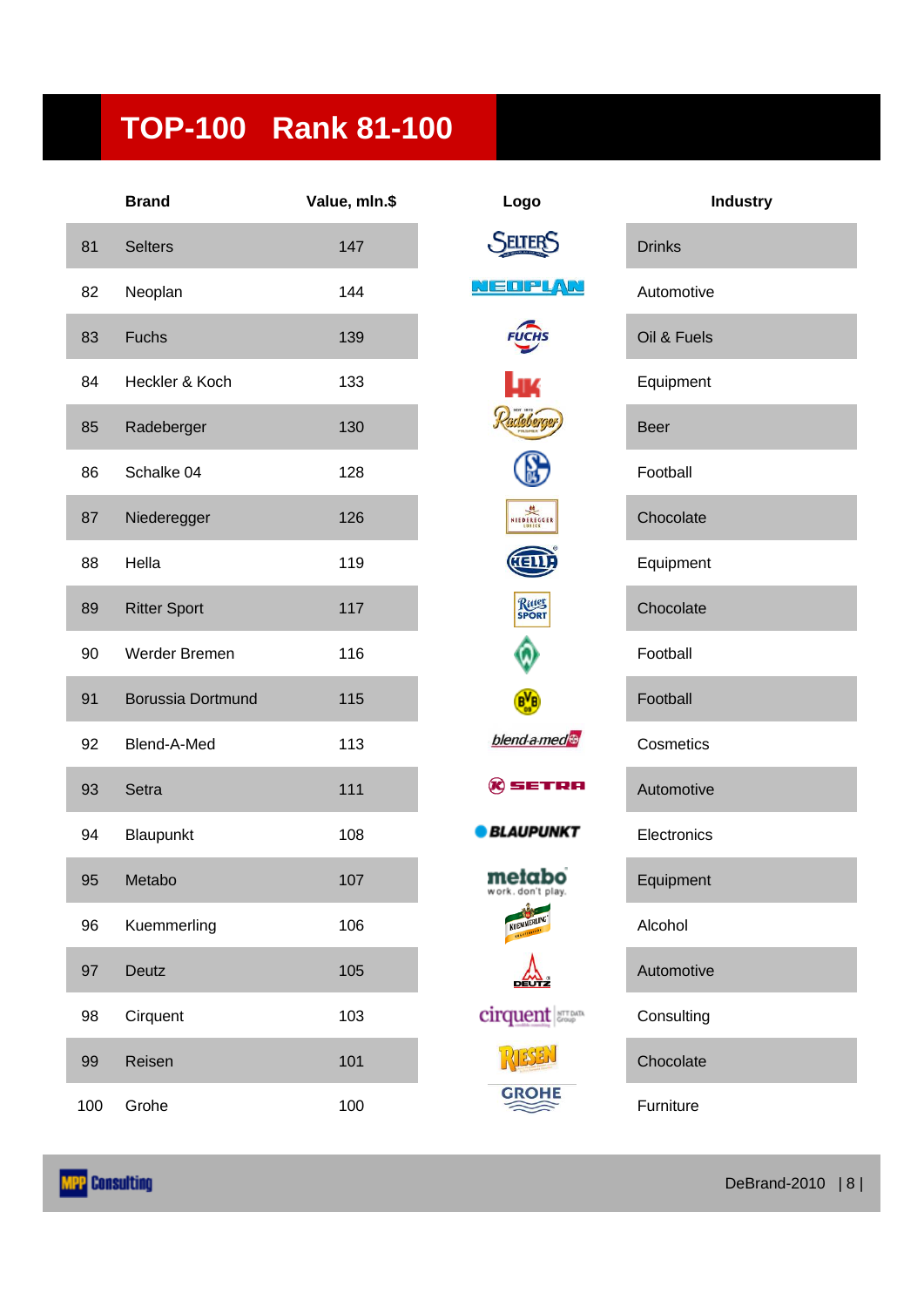# TOP-100 Rank 81-100

| | Brand | Value, mln.$ | Logo | Industry |
|---|---|---|---|---|
| 81 | Selters | 147 | | Drinks |
| 82 | Neoplan | 144 | | Automotive |
| 83 | Fuchs | 139 | | Oil & Fuels |
| 84 | Heckler & Koch | 133 | | Equipment |
| 85 | Radeberger | 130 | | Beer |
| 86 | Schalke 04 | 128 | | Football |
| 87 | Niederegger | 126 | | Chocolate |
| 88 | Hella | 119 | | Equipment |
| 89 | Ritter Sport | 117 | | Chocolate |
| 90 | Werder Bremen | 116 | | Football |
| 91 | Borussia Dortmund | 115 | | Football |
| 92 | Blend-A-Med | 113 | | Cosmetics |
| 93 | Setra | 111 | | Automotive |
| 94 | Blaupunkt | 108 | | Electronics |
| 95 | Metabo | 107 | | Equipment |
| 96 | Kuemmerling | 106 | | Alcohol |
| 97 | Deutz | 105 | | Automotive |
| 98 | Cirquent | 103 | | Consulting |
| 99 | Reisen | 101 | | Chocolate |
| 100 | Grohe | 100 | | Furniture |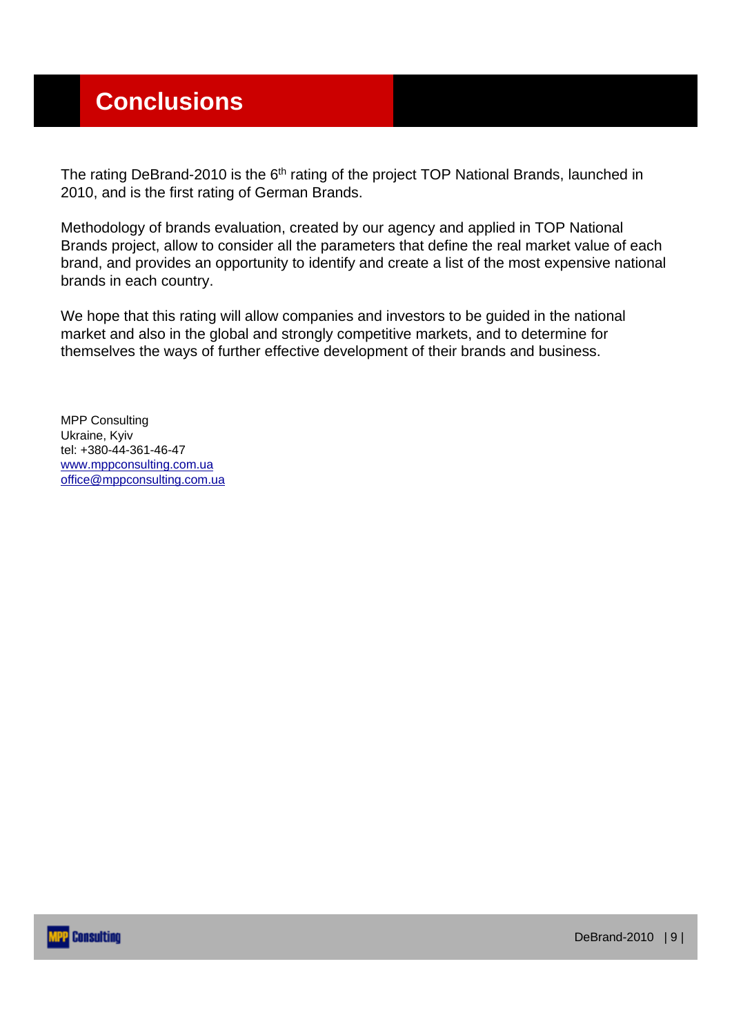# Conclusions

The rating DeBrand-2010 is the 6th rating of the project TOP National Brands, launched in 2010, and is the first rating of German Brands.

Methodology of brands evaluation, created by our agency and applied in TOP National Brands project, allow to consider all the parameters that define the real market value of each brand, and provides an opportunity to identify and create a list of the most expensive national brands in each country.

We hope that this rating will allow companies and investors to be guided in the national market and also in the global and strongly competitive markets, and to determine for themselves the ways of further effective development of their brands and business.

MPP Consulting
Ukraine, Kyiv
tel: +380-44-361-46-47
www.mppconsulting.com.ua
office@mppconsulting.com.ua